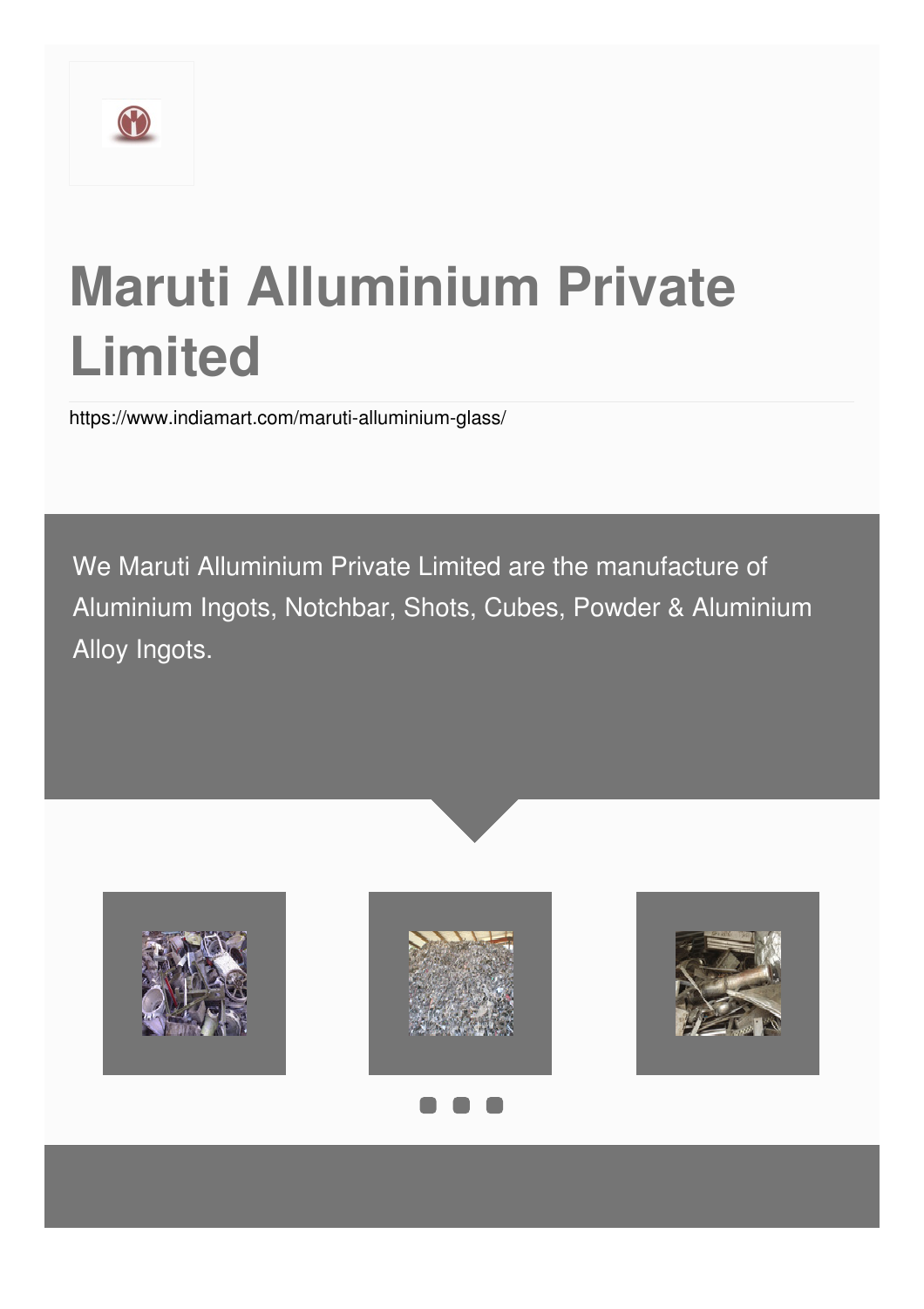# Maruti Alluminium Private Limited

https://www.indiamart.com/maruti-alluminium-glass/

We Maruti Alluminium Private Limited are the manufacture of Aluminium Ingots, Notchbar, Shots, Cubes, Powder & Aluminium Alloy Ingots.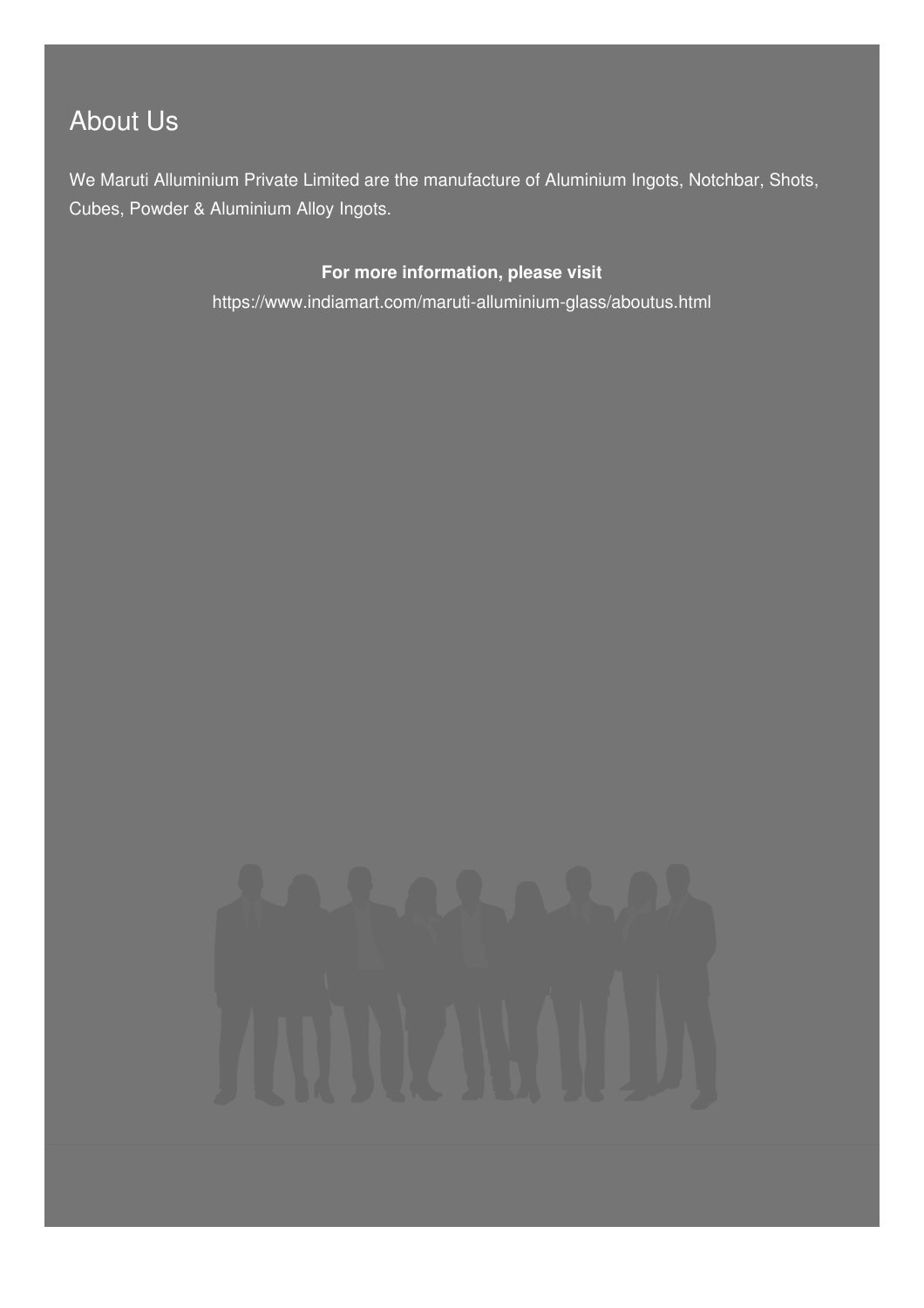## About Us

We Maruti Alluminium Private Limited are the manufacture of Aluminium Ingots, Notchbar, Shots, Cubes, Powder & Aluminium Alloy Ingots.

**For more information, please visit**

https://www.indiamart.com/maruti-alluminium-glass/aboutus.html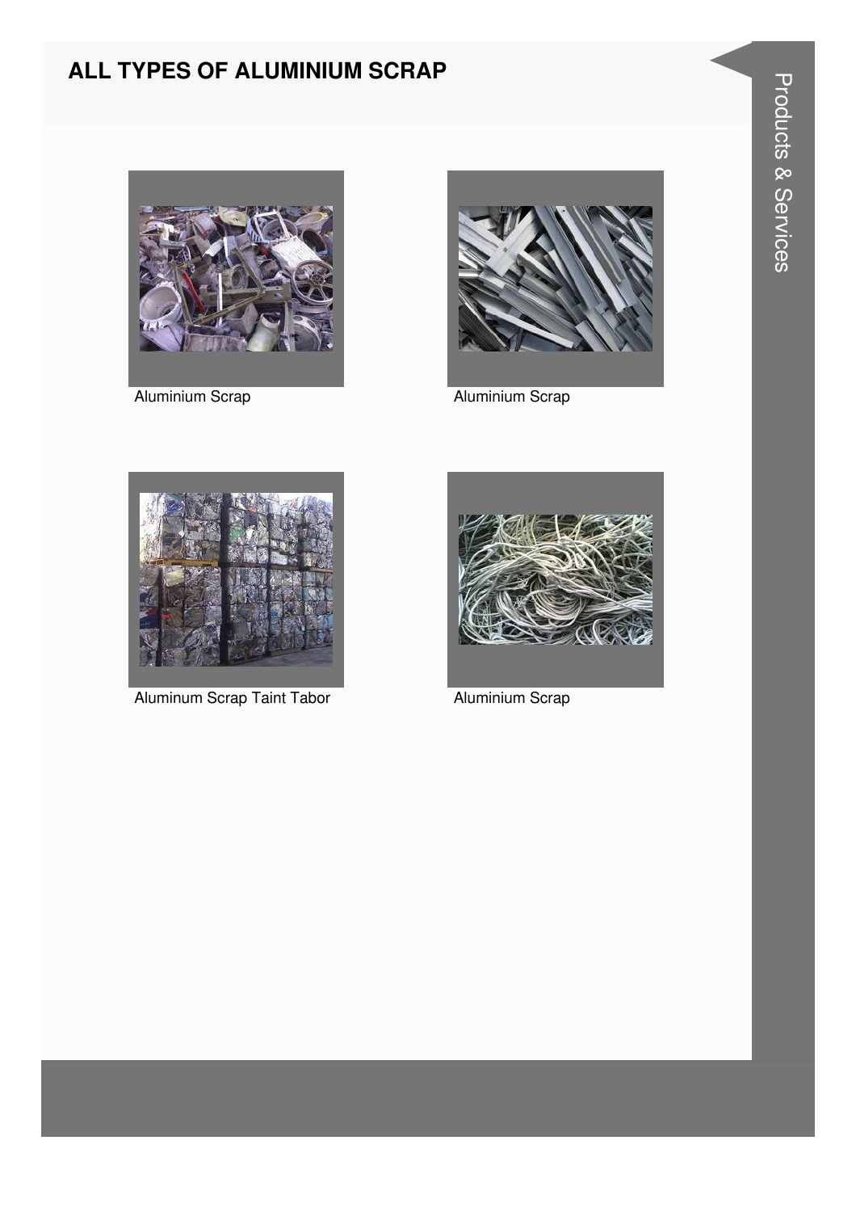# ALL TYPES OF ALUMINIUM SCRAP

Aluminium Scrap

Aluminium Scrap

Aluminum Scrap Taint Tabor

Aluminium Scrap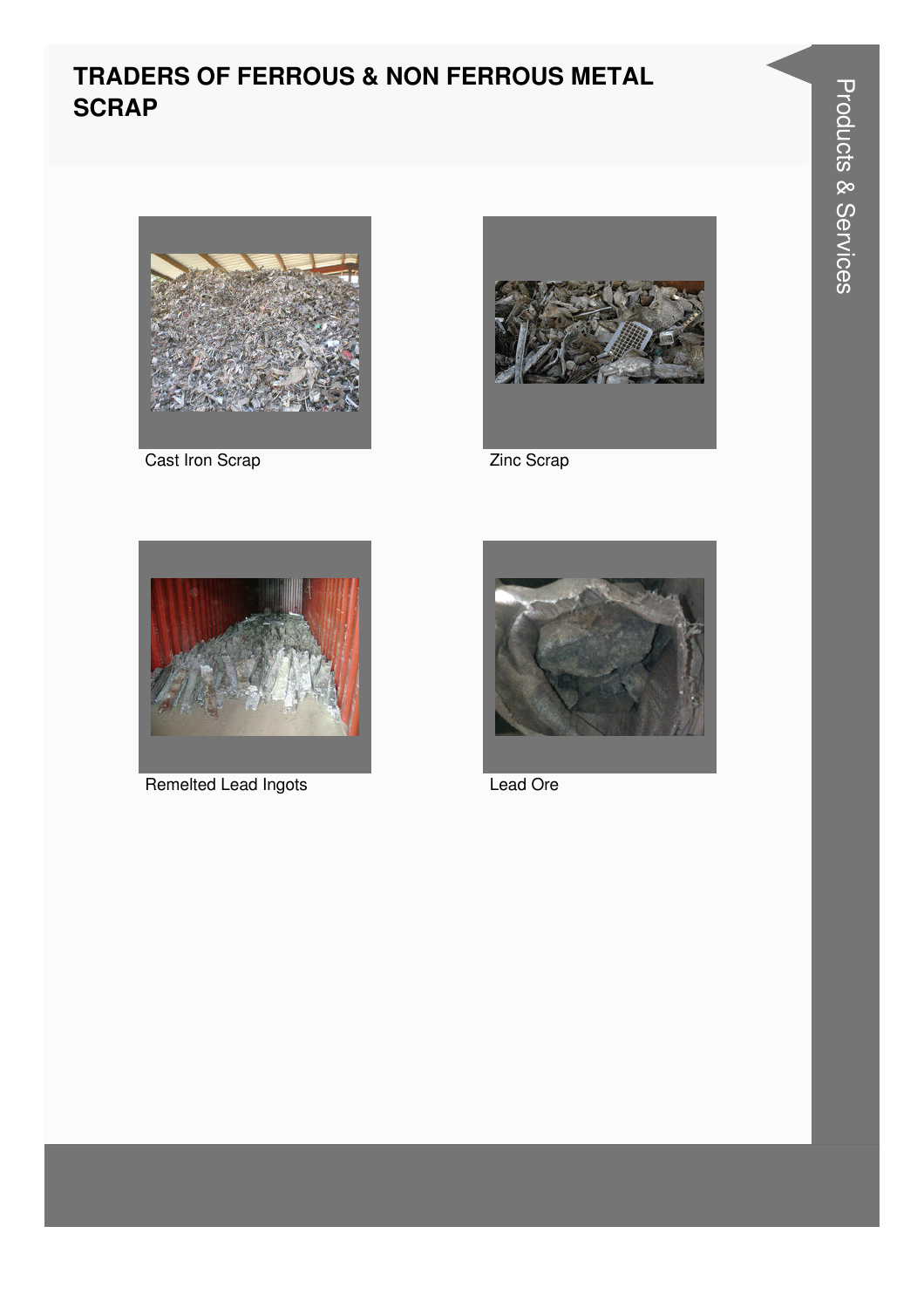# TRADERS OF FERROUS & NON FERROUS METAL SCRAP

Cast Iron Scrap

Zinc Scrap

Remelted Lead Ingots

Lead Ore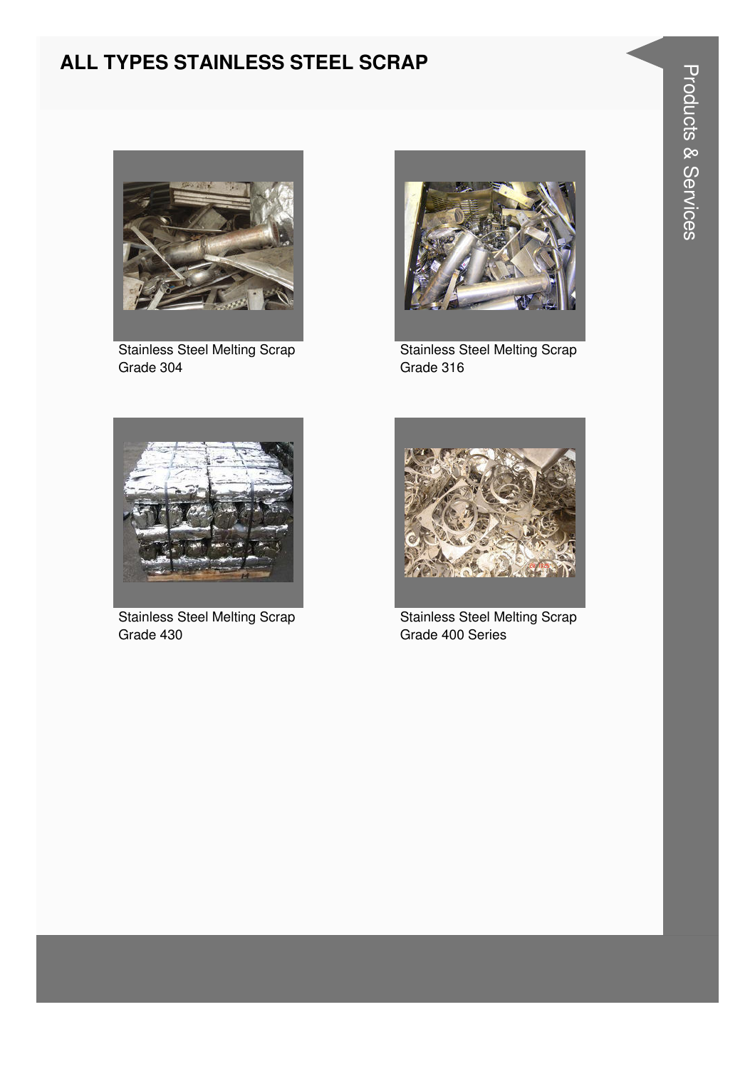# ALL TYPES STAINLESS STEEL SCRAP

Stainless Steel Melting Scrap Grade 304

Stainless Steel Melting Scrap Grade 316

Stainless Steel Melting Scrap Grade 430

Stainless Steel Melting Scrap Grade 400 Series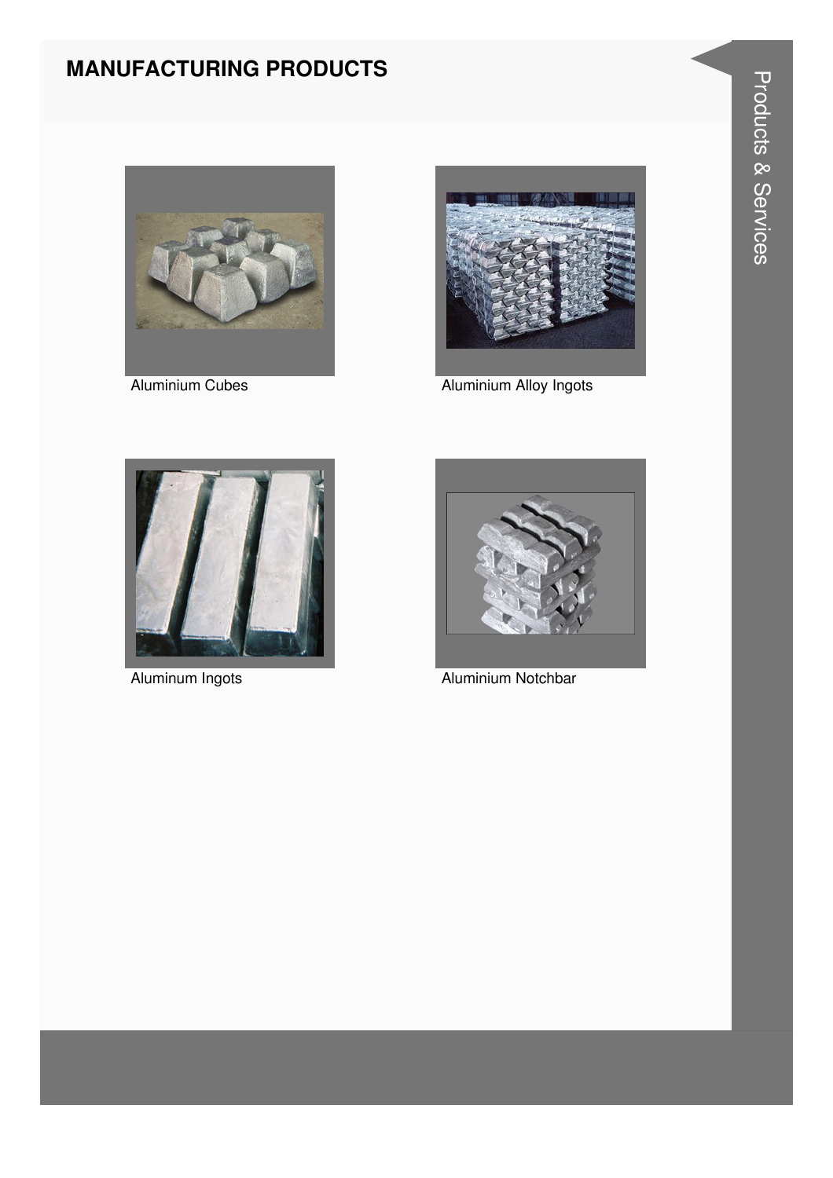## MANUFACTURING PRODUCTS

Aluminium Cubes

Aluminium Alloy Ingots

Aluminum Ingots

Aluminium Notchbar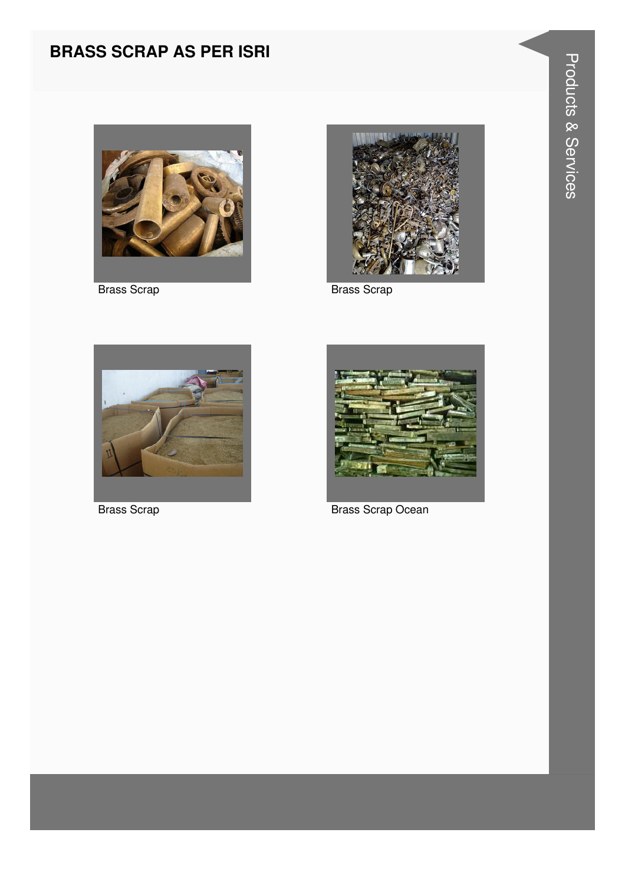## BRASS SCRAP AS PER ISRI

Brass Scrap

Brass Scrap

Brass Scrap

Brass Scrap Ocean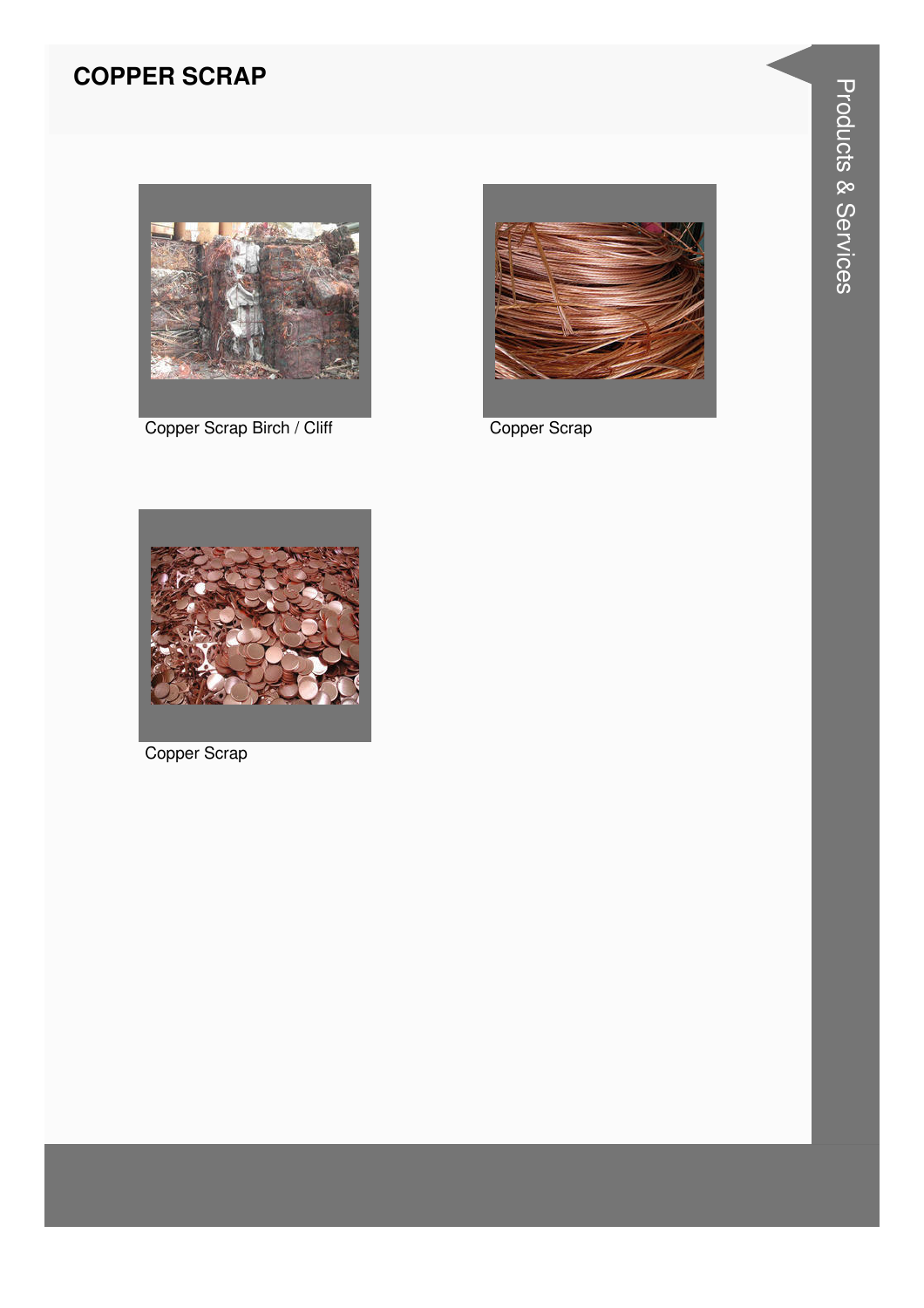# COPPER SCRAP

Copper Scrap Birch / Cliff

Copper Scrap

Copper Scrap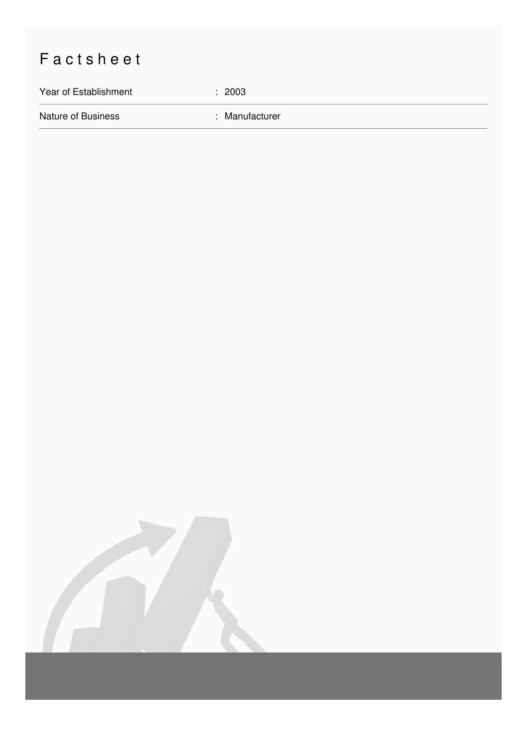# Factsheet

| Year of Establishment | : 2003 |
| --- | --- |
| Nature of Business | : Manufacturer |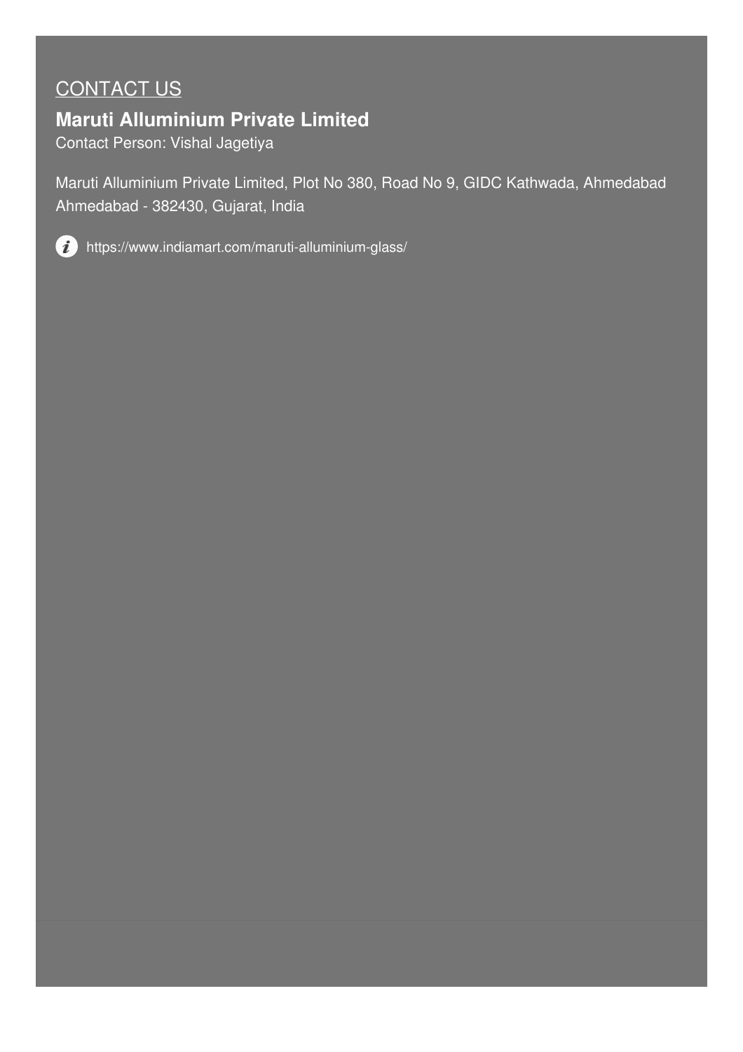## CONTACT US

### Maruti Alluminium Private Limited

Contact Person: Vishal Jagetiya

Maruti Alluminium Private Limited, Plot No 380, Road No 9, GIDC Kathwada, Ahmedabad
Ahmedabad - 382430, Gujarat, India

https://www.indiamart.com/maruti-alluminium-glass/